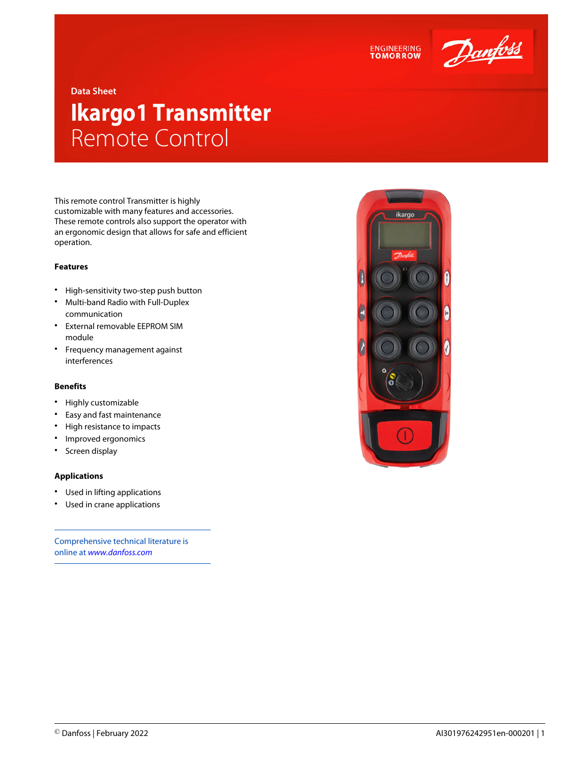Data Sheet

# Ikargo1 Transmitter
## Remote Control

This remote control Transmitter is highly customizable with many features and accessories. These remote controls also support the operator with an ergonomic design that allows for safe and efficient operation.

### Features

- High-sensitivity two-step push button
- Multi-band Radio with Full-Duplex communication
- External removable EEPROM SIM module
- Frequency management against interferences

### Benefits

- Highly customizable
- Easy and fast maintenance
- High resistance to impacts
- Improved ergonomics
- Screen display

### Applications

- Used in lifting applications
- Used in crane applications

Comprehensive technical literature is online at *www.danfoss.com*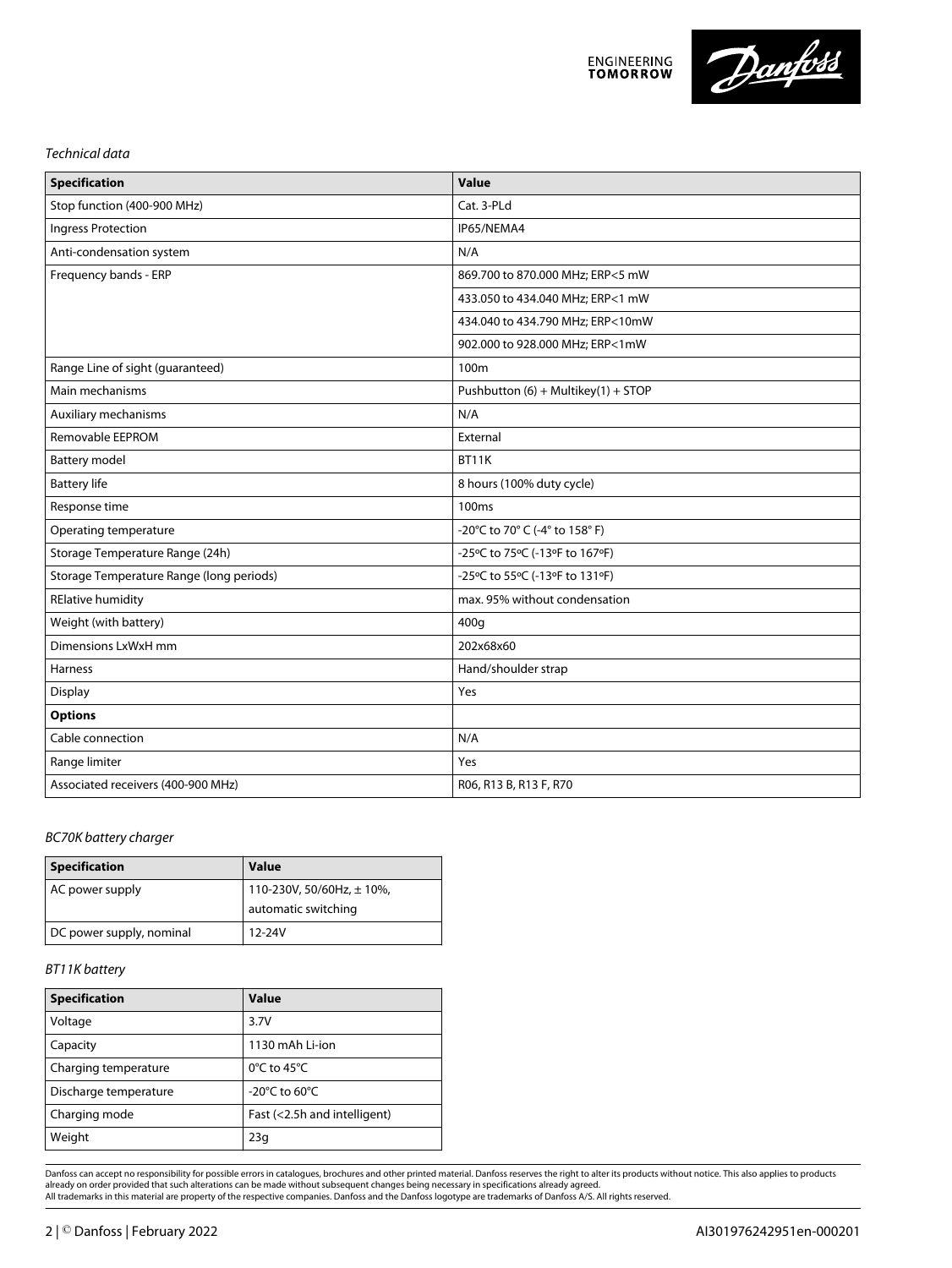*Technical data*

| Specification | Value |
|---|---|
| Stop function (400-900 MHz) | Cat. 3-PLd |
| Ingress Protection | IP65/NEMA4 |
| Anti-condensation system | N/A |
| Frequency bands - ERP | 869.700 to 870.000 MHz; ERP<5 mW |
| | 433.050 to 434.040 MHz; ERP<1 mW |
| | 434.040 to 434.790 MHz; ERP<10mW |
| | 902.000 to 928.000 MHz; ERP<1mW |
| Range Line of sight (guaranteed) | 100m |
| Main mechanisms | Pushbutton (6) + Multikey(1) + STOP |
| Auxiliary mechanisms | N/A |
| Removable EEPROM | External |
| Battery model | BT11K |
| Battery life | 8 hours (100% duty cycle) |
| Response time | 100ms |
| Operating temperature | -20°C to 70° C (-4° to 158° F) |
| Storage Temperature Range (24h) | -25ºC to 75ºC (-13ºF to 167ºF) |
| Storage Temperature Range (long periods) | -25ºC to 55ºC (-13ºF to 131ºF) |
| RElative humidity | max. 95% without condensation |
| Weight (with battery) | 400g |
| Dimensions LxWxH mm | 202x68x60 |
| Harness | Hand/shoulder strap |
| Display | Yes |
| **Options** | |
| Cable connection | N/A |
| Range limiter | Yes |
| Associated receivers (400-900 MHz) | R06, R13 B, R13 F, R70 |

*BC70K battery charger*

| Specification | Value |
|---|---|
| AC power supply | 110-230V, 50/60Hz, ± 10%, automatic switching |
| DC power supply, nominal | 12-24V |

*BT11K battery*

| Specification | Value |
|---|---|
| Voltage | 3.7V |
| Capacity | 1130 mAh Li-ion |
| Charging temperature | 0°C to 45°C |
| Discharge temperature | -20°C to 60°C |
| Charging mode | Fast (<2.5h and intelligent) |
| Weight | 23g |

Danfoss can accept no responsibility for possible errors in catalogues, brochures and other printed material. Danfoss reserves the right to alter its products without notice. This also applies to products already on order provided that such alterations can be made without subsequent changes being necessary in specifications already agreed.
All trademarks in this material are property of the respective companies. Danfoss and the Danfoss logotype are trademarks of Danfoss A/S. All rights reserved.